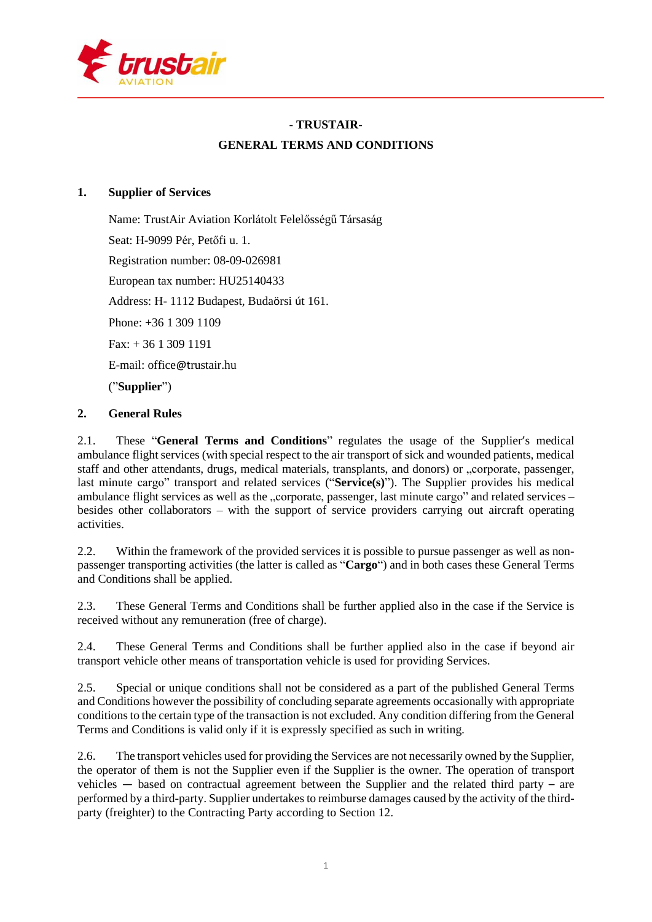# - TRUSTAIR-
# GENERAL TERMS AND CONDITIONS

## 1. Supplier of Services

Name: TrustAir Aviation Korlátolt Felelősségű Társaság

Seat: H-9099 Pér, Petőfi u. 1.

Registration number: 08-09-026981

European tax number: HU25140433

Address: H- 1112 Budapest, Budaörsi út 161.

Phone: +36 1 309 1109

Fax: + 36 1 309 1191

E-mail: office@trustair.hu

("**Supplier**")

## 2. General Rules

2.1. These "**General Terms and Conditions**" regulates the usage of the Supplier's medical ambulance flight services (with special respect to the air transport of sick and wounded patients, medical staff and other attendants, drugs, medical materials, transplants, and donors) or „corporate, passenger, last minute cargo" transport and related services ("**Service(s)**"). The Supplier provides his medical ambulance flight services as well as the „corporate, passenger, last minute cargo" and related services – besides other collaborators – with the support of service providers carrying out aircraft operating activities.

2.2. Within the framework of the provided services it is possible to pursue passenger as well as non-passenger transporting activities (the latter is called as "**Cargo**") and in both cases these General Terms and Conditions shall be applied.

2.3. These General Terms and Conditions shall be further applied also in the case if the Service is received without any remuneration (free of charge).

2.4. These General Terms and Conditions shall be further applied also in the case if beyond air transport vehicle other means of transportation vehicle is used for providing Services.

2.5. Special or unique conditions shall not be considered as a part of the published General Terms and Conditions however the possibility of concluding separate agreements occasionally with appropriate conditions to the certain type of the transaction is not excluded. Any condition differing from the General Terms and Conditions is valid only if it is expressly specified as such in writing.

2.6. The transport vehicles used for providing the Services are not necessarily owned by the Supplier, the operator of them is not the Supplier even if the Supplier is the owner. The operation of transport vehicles ─ based on contractual agreement between the Supplier and the related third party – are performed by a third-party. Supplier undertakes to reimburse damages caused by the activity of the third-party (freighter) to the Contracting Party according to Section 12.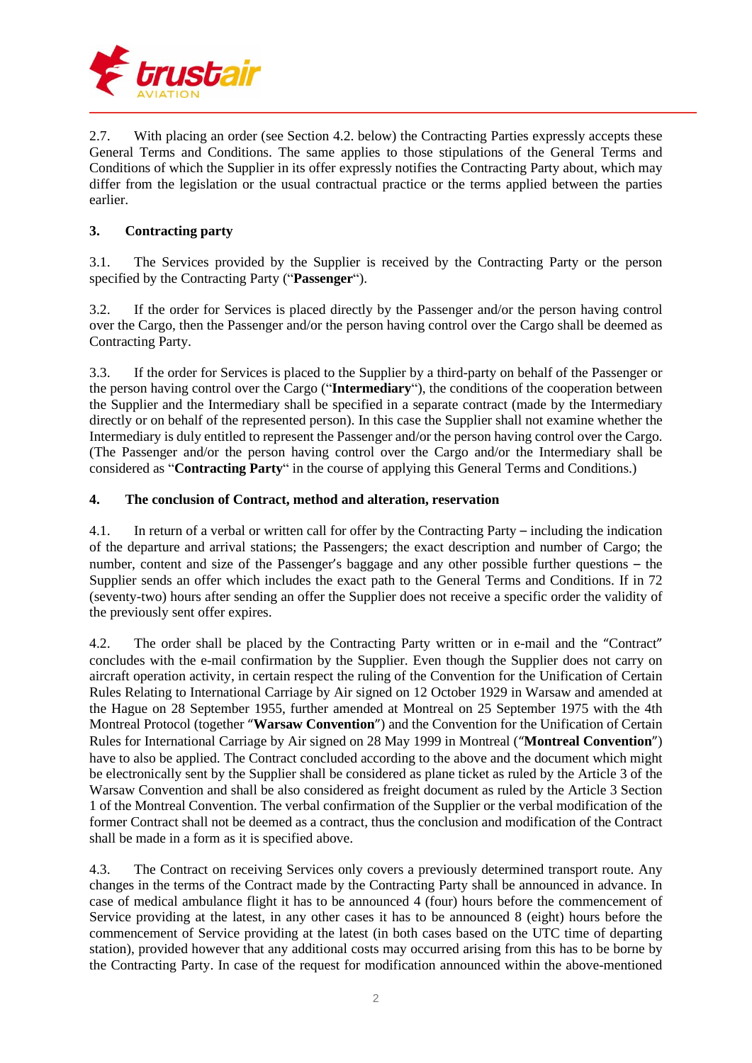2.7. With placing an order (see Section 4.2. below) the Contracting Parties expressly accepts these General Terms and Conditions. The same applies to those stipulations of the General Terms and Conditions of which the Supplier in its offer expressly notifies the Contracting Party about, which may differ from the legislation or the usual contractual practice or the terms applied between the parties earlier.

## 3. Contracting party

3.1. The Services provided by the Supplier is received by the Contracting Party or the person specified by the Contracting Party ("**Passenger**").

3.2. If the order for Services is placed directly by the Passenger and/or the person having control over the Cargo, then the Passenger and/or the person having control over the Cargo shall be deemed as Contracting Party.

3.3. If the order for Services is placed to the Supplier by a third-party on behalf of the Passenger or the person having control over the Cargo ("**Intermediary**"), the conditions of the cooperation between the Supplier and the Intermediary shall be specified in a separate contract (made by the Intermediary directly or on behalf of the represented person). In this case the Supplier shall not examine whether the Intermediary is duly entitled to represent the Passenger and/or the person having control over the Cargo. (The Passenger and/or the person having control over the Cargo and/or the Intermediary shall be considered as "**Contracting Party**" in the course of applying this General Terms and Conditions.)

## 4. The conclusion of Contract, method and alteration, reservation

4.1. In return of a verbal or written call for offer by the Contracting Party – including the indication of the departure and arrival stations; the Passengers; the exact description and number of Cargo; the number, content and size of the Passenger's baggage and any other possible further questions – the Supplier sends an offer which includes the exact path to the General Terms and Conditions. If in 72 (seventy-two) hours after sending an offer the Supplier does not receive a specific order the validity of the previously sent offer expires.

4.2. The order shall be placed by the Contracting Party written or in e-mail and the "Contract" concludes with the e-mail confirmation by the Supplier. Even though the Supplier does not carry on aircraft operation activity, in certain respect the ruling of the Convention for the Unification of Certain Rules Relating to International Carriage by Air signed on 12 October 1929 in Warsaw and amended at the Hague on 28 September 1955, further amended at Montreal on 25 September 1975 with the 4th Montreal Protocol (together "**Warsaw Convention**") and the Convention for the Unification of Certain Rules for International Carriage by Air signed on 28 May 1999 in Montreal ("**Montreal Convention**") have to also be applied. The Contract concluded according to the above and the document which might be electronically sent by the Supplier shall be considered as plane ticket as ruled by the Article 3 of the Warsaw Convention and shall be also considered as freight document as ruled by the Article 3 Section 1 of the Montreal Convention. The verbal confirmation of the Supplier or the verbal modification of the former Contract shall not be deemed as a contract, thus the conclusion and modification of the Contract shall be made in a form as it is specified above.

4.3. The Contract on receiving Services only covers a previously determined transport route. Any changes in the terms of the Contract made by the Contracting Party shall be announced in advance. In case of medical ambulance flight it has to be announced 4 (four) hours before the commencement of Service providing at the latest, in any other cases it has to be announced 8 (eight) hours before the commencement of Service providing at the latest (in both cases based on the UTC time of departing station), provided however that any additional costs may occurred arising from this has to be borne by the Contracting Party. In case of the request for modification announced within the above-mentioned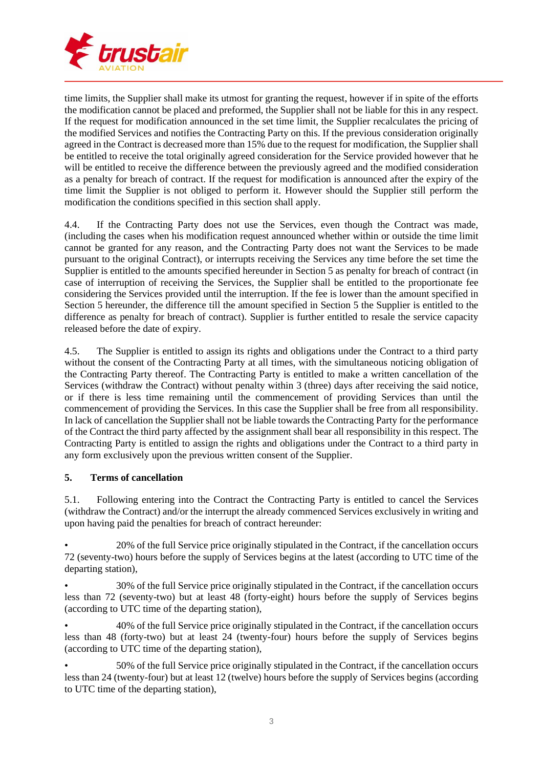time limits, the Supplier shall make its utmost for granting the request, however if in spite of the efforts the modification cannot be placed and preformed, the Supplier shall not be liable for this in any respect. If the request for modification announced in the set time limit, the Supplier recalculates the pricing of the modified Services and notifies the Contracting Party on this. If the previous consideration originally agreed in the Contract is decreased more than 15% due to the request for modification, the Supplier shall be entitled to receive the total originally agreed consideration for the Service provided however that he will be entitled to receive the difference between the previously agreed and the modified consideration as a penalty for breach of contract. If the request for modification is announced after the expiry of the time limit the Supplier is not obliged to perform it. However should the Supplier still perform the modification the conditions specified in this section shall apply.

4.4. If the Contracting Party does not use the Services, even though the Contract was made, (including the cases when his modification request announced whether within or outside the time limit cannot be granted for any reason, and the Contracting Party does not want the Services to be made pursuant to the original Contract), or interrupts receiving the Services any time before the set time the Supplier is entitled to the amounts specified hereunder in Section 5 as penalty for breach of contract (in case of interruption of receiving the Services, the Supplier shall be entitled to the proportionate fee considering the Services provided until the interruption. If the fee is lower than the amount specified in Section 5 hereunder, the difference till the amount specified in Section 5 the Supplier is entitled to the difference as penalty for breach of contract). Supplier is further entitled to resale the service capacity released before the date of expiry.

4.5. The Supplier is entitled to assign its rights and obligations under the Contract to a third party without the consent of the Contracting Party at all times, with the simultaneous noticing obligation of the Contracting Party thereof. The Contracting Party is entitled to make a written cancellation of the Services (withdraw the Contract) without penalty within 3 (three) days after receiving the said notice, or if there is less time remaining until the commencement of providing Services than until the commencement of providing the Services. In this case the Supplier shall be free from all responsibility. In lack of cancellation the Supplier shall not be liable towards the Contracting Party for the performance of the Contract the third party affected by the assignment shall bear all responsibility in this respect. The Contracting Party is entitled to assign the rights and obligations under the Contract to a third party in any form exclusively upon the previous written consent of the Supplier.

## 5. Terms of cancellation

5.1. Following entering into the Contract the Contracting Party is entitled to cancel the Services (withdraw the Contract) and/or the interrupt the already commenced Services exclusively in writing and upon having paid the penalties for breach of contract hereunder:

- 20% of the full Service price originally stipulated in the Contract, if the cancellation occurs 72 (seventy-two) hours before the supply of Services begins at the latest (according to UTC time of the departing station),
- 30% of the full Service price originally stipulated in the Contract, if the cancellation occurs less than 72 (seventy-two) but at least 48 (forty-eight) hours before the supply of Services begins (according to UTC time of the departing station),
- 40% of the full Service price originally stipulated in the Contract, if the cancellation occurs less than 48 (forty-two) but at least 24 (twenty-four) hours before the supply of Services begins (according to UTC time of the departing station),
- 50% of the full Service price originally stipulated in the Contract, if the cancellation occurs less than 24 (twenty-four) but at least 12 (twelve) hours before the supply of Services begins (according to UTC time of the departing station),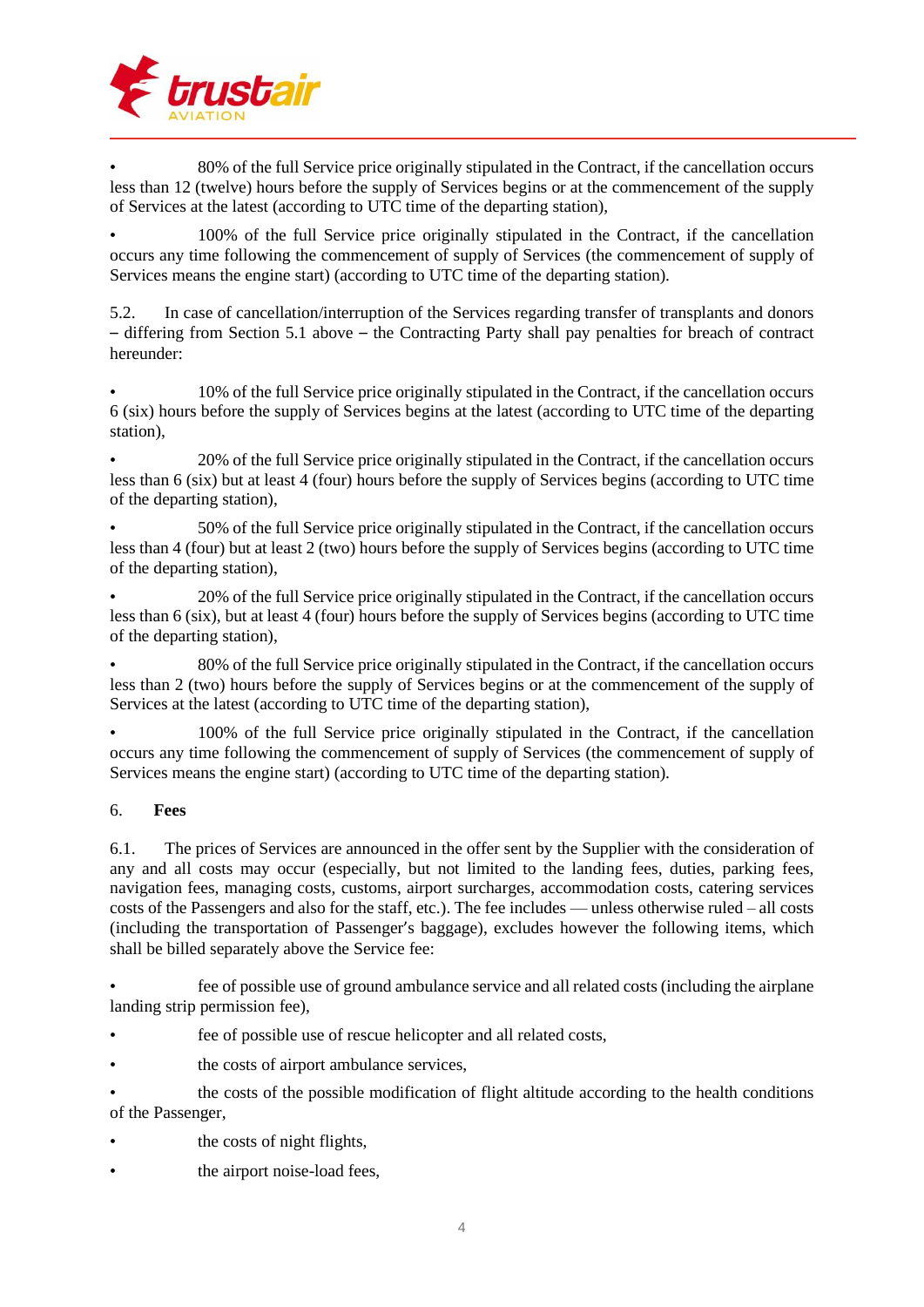- 80% of the full Service price originally stipulated in the Contract, if the cancellation occurs less than 12 (twelve) hours before the supply of Services begins or at the commencement of the supply of Services at the latest (according to UTC time of the departing station),

- 100% of the full Service price originally stipulated in the Contract, if the cancellation occurs any time following the commencement of supply of Services (the commencement of supply of Services means the engine start) (according to UTC time of the departing station).

5.2. In case of cancellation/interruption of the Services regarding transfer of transplants and donors – differing from Section 5.1 above – the Contracting Party shall pay penalties for breach of contract hereunder:

- 10% of the full Service price originally stipulated in the Contract, if the cancellation occurs 6 (six) hours before the supply of Services begins at the latest (according to UTC time of the departing station),

- 20% of the full Service price originally stipulated in the Contract, if the cancellation occurs less than 6 (six) but at least 4 (four) hours before the supply of Services begins (according to UTC time of the departing station),

- 50% of the full Service price originally stipulated in the Contract, if the cancellation occurs less than 4 (four) but at least 2 (two) hours before the supply of Services begins (according to UTC time of the departing station),

- 20% of the full Service price originally stipulated in the Contract, if the cancellation occurs less than 6 (six), but at least 4 (four) hours before the supply of Services begins (according to UTC time of the departing station),

- 80% of the full Service price originally stipulated in the Contract, if the cancellation occurs less than 2 (two) hours before the supply of Services begins or at the commencement of the supply of Services at the latest (according to UTC time of the departing station),

- 100% of the full Service price originally stipulated in the Contract, if the cancellation occurs any time following the commencement of supply of Services (the commencement of supply of Services means the engine start) (according to UTC time of the departing station).

6. **Fees**

6.1. The prices of Services are announced in the offer sent by the Supplier with the consideration of any and all costs may occur (especially, but not limited to the landing fees, duties, parking fees, navigation fees, managing costs, customs, airport surcharges, accommodation costs, catering services costs of the Passengers and also for the staff, etc.). The fee includes — unless otherwise ruled – all costs (including the transportation of Passenger's baggage), excludes however the following items, which shall be billed separately above the Service fee:

- fee of possible use of ground ambulance service and all related costs (including the airplane landing strip permission fee),

- fee of possible use of rescue helicopter and all related costs,

- the costs of airport ambulance services,

- the costs of the possible modification of flight altitude according to the health conditions of the Passenger,

- the costs of night flights,

- the airport noise-load fees,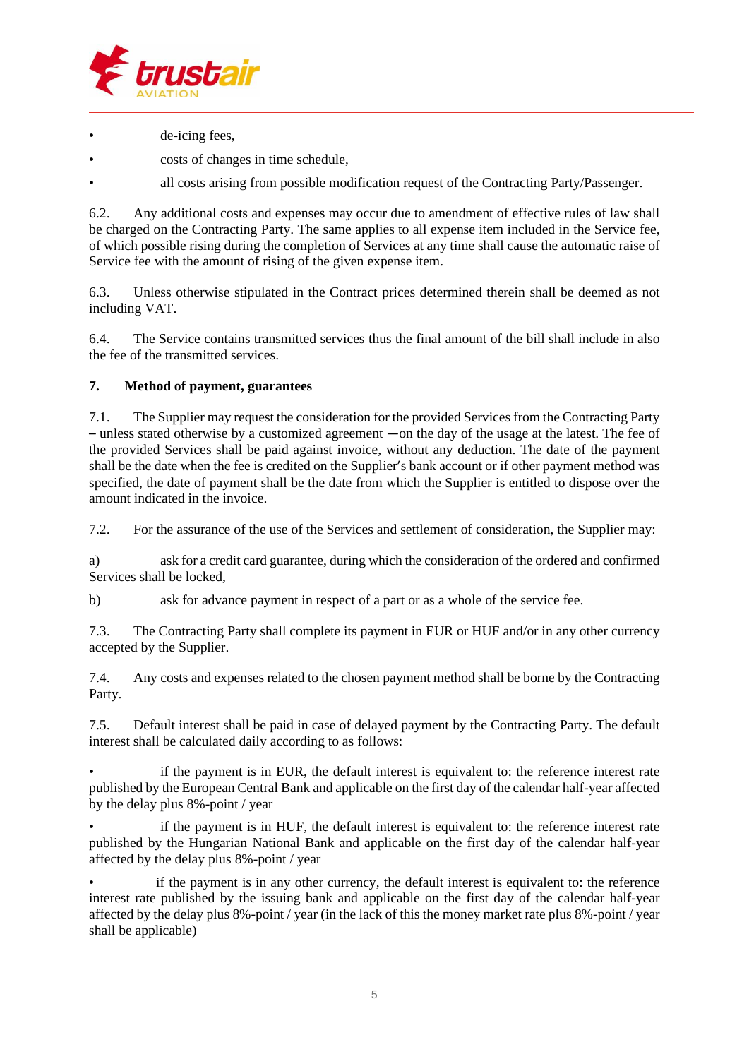- de-icing fees,
- costs of changes in time schedule,
- all costs arising from possible modification request of the Contracting Party/Passenger.

6.2. Any additional costs and expenses may occur due to amendment of effective rules of law shall be charged on the Contracting Party. The same applies to all expense item included in the Service fee, of which possible rising during the completion of Services at any time shall cause the automatic raise of Service fee with the amount of rising of the given expense item.

6.3. Unless otherwise stipulated in the Contract prices determined therein shall be deemed as not including VAT.

6.4. The Service contains transmitted services thus the final amount of the bill shall include in also the fee of the transmitted services.

## 7. Method of payment, guarantees

7.1. The Supplier may request the consideration for the provided Services from the Contracting Party – unless stated otherwise by a customized agreement ―on the day of the usage at the latest. The fee of the provided Services shall be paid against invoice, without any deduction. The date of the payment shall be the date when the fee is credited on the Supplier's bank account or if other payment method was specified, the date of payment shall be the date from which the Supplier is entitled to dispose over the amount indicated in the invoice.

7.2. For the assurance of the use of the Services and settlement of consideration, the Supplier may:

a) ask for a credit card guarantee, during which the consideration of the ordered and confirmed Services shall be locked,

b) ask for advance payment in respect of a part or as a whole of the service fee.

7.3. The Contracting Party shall complete its payment in EUR or HUF and/or in any other currency accepted by the Supplier.

7.4. Any costs and expenses related to the chosen payment method shall be borne by the Contracting Party.

7.5. Default interest shall be paid in case of delayed payment by the Contracting Party. The default interest shall be calculated daily according to as follows:

- if the payment is in EUR, the default interest is equivalent to: the reference interest rate published by the European Central Bank and applicable on the first day of the calendar half-year affected by the delay plus 8%-point / year
- if the payment is in HUF, the default interest is equivalent to: the reference interest rate published by the Hungarian National Bank and applicable on the first day of the calendar half-year affected by the delay plus 8%-point / year
- if the payment is in any other currency, the default interest is equivalent to: the reference interest rate published by the issuing bank and applicable on the first day of the calendar half-year affected by the delay plus 8%-point / year (in the lack of this the money market rate plus 8%-point / year shall be applicable)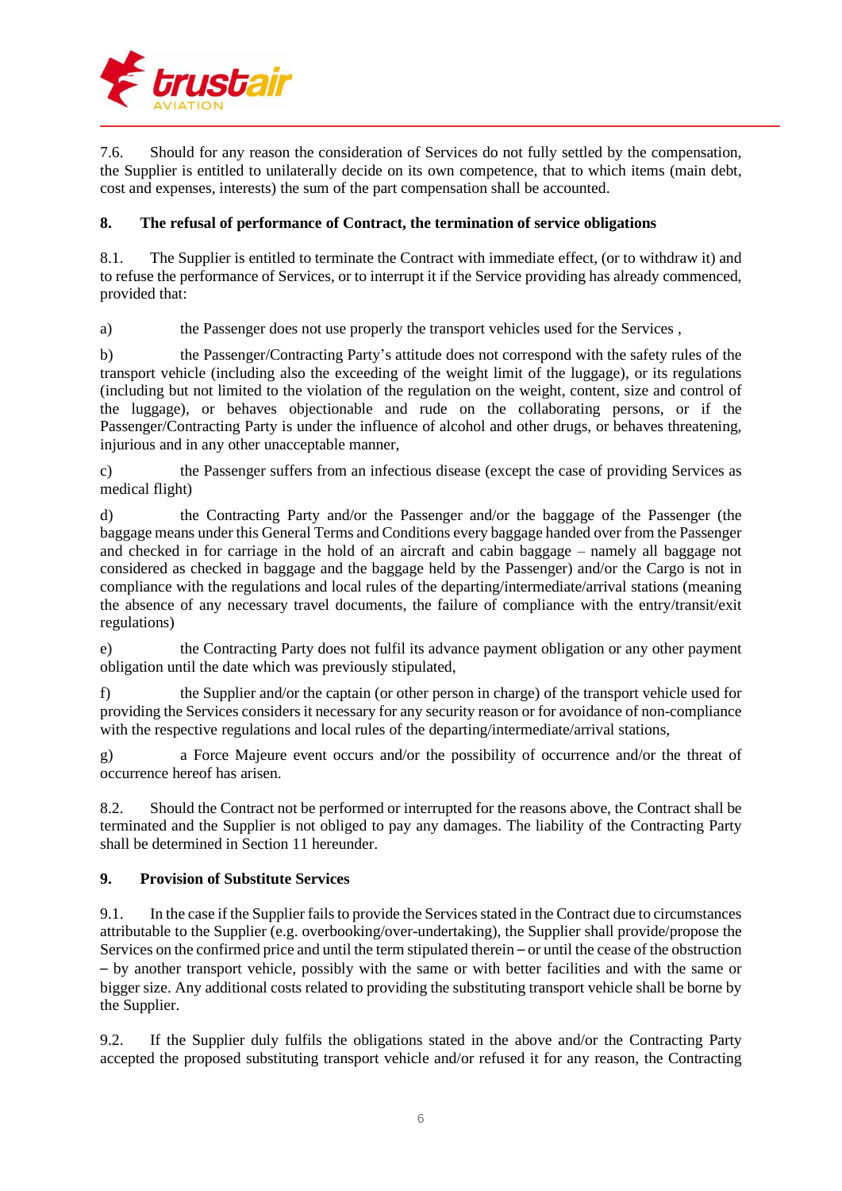7.6. Should for any reason the consideration of Services do not fully settled by the compensation, the Supplier is entitled to unilaterally decide on its own competence, that to which items (main debt, cost and expenses, interests) the sum of the part compensation shall be accounted.

## 8. The refusal of performance of Contract, the termination of service obligations

8.1. The Supplier is entitled to terminate the Contract with immediate effect, (or to withdraw it) and to refuse the performance of Services, or to interrupt it if the Service providing has already commenced, provided that:

a) the Passenger does not use properly the transport vehicles used for the Services ,

b) the Passenger/Contracting Party's attitude does not correspond with the safety rules of the transport vehicle (including also the exceeding of the weight limit of the luggage), or its regulations (including but not limited to the violation of the regulation on the weight, content, size and control of the luggage), or behaves objectionable and rude on the collaborating persons, or if the Passenger/Contracting Party is under the influence of alcohol and other drugs, or behaves threatening, injurious and in any other unacceptable manner,

c) the Passenger suffers from an infectious disease (except the case of providing Services as medical flight)

d) the Contracting Party and/or the Passenger and/or the baggage of the Passenger (the baggage means under this General Terms and Conditions every baggage handed over from the Passenger and checked in for carriage in the hold of an aircraft and cabin baggage – namely all baggage not considered as checked in baggage and the baggage held by the Passenger) and/or the Cargo is not in compliance with the regulations and local rules of the departing/intermediate/arrival stations (meaning the absence of any necessary travel documents, the failure of compliance with the entry/transit/exit regulations)

e) the Contracting Party does not fulfil its advance payment obligation or any other payment obligation until the date which was previously stipulated,

f) the Supplier and/or the captain (or other person in charge) of the transport vehicle used for providing the Services considers it necessary for any security reason or for avoidance of non-compliance with the respective regulations and local rules of the departing/intermediate/arrival stations,

g) a Force Majeure event occurs and/or the possibility of occurrence and/or the threat of occurrence hereof has arisen.

8.2. Should the Contract not be performed or interrupted for the reasons above, the Contract shall be terminated and the Supplier is not obliged to pay any damages. The liability of the Contracting Party shall be determined in Section 11 hereunder.

## 9. Provision of Substitute Services

9.1. In the case if the Supplier fails to provide the Services stated in the Contract due to circumstances attributable to the Supplier (e.g. overbooking/over-undertaking), the Supplier shall provide/propose the Services on the confirmed price and until the term stipulated therein – or until the cease of the obstruction – by another transport vehicle, possibly with the same or with better facilities and with the same or bigger size. Any additional costs related to providing the substituting transport vehicle shall be borne by the Supplier.

9.2. If the Supplier duly fulfils the obligations stated in the above and/or the Contracting Party accepted the proposed substituting transport vehicle and/or refused it for any reason, the Contracting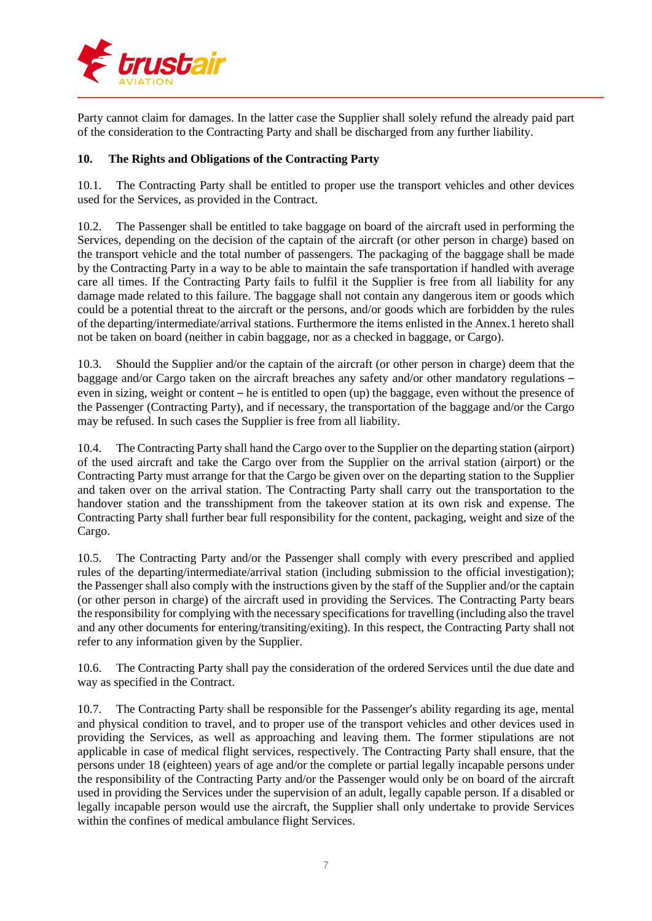Party cannot claim for damages. In the latter case the Supplier shall solely refund the already paid part of the consideration to the Contracting Party and shall be discharged from any further liability.

## 10. The Rights and Obligations of the Contracting Party

10.1. The Contracting Party shall be entitled to proper use the transport vehicles and other devices used for the Services, as provided in the Contract.

10.2. The Passenger shall be entitled to take baggage on board of the aircraft used in performing the Services, depending on the decision of the captain of the aircraft (or other person in charge) based on the transport vehicle and the total number of passengers. The packaging of the baggage shall be made by the Contracting Party in a way to be able to maintain the safe transportation if handled with average care all times. If the Contracting Party fails to fulfil it the Supplier is free from all liability for any damage made related to this failure. The baggage shall not contain any dangerous item or goods which could be a potential threat to the aircraft or the persons, and/or goods which are forbidden by the rules of the departing/intermediate/arrival stations. Furthermore the items enlisted in the Annex.1 hereto shall not be taken on board (neither in cabin baggage, nor as a checked in baggage, or Cargo).

10.3. Should the Supplier and/or the captain of the aircraft (or other person in charge) deem that the baggage and/or Cargo taken on the aircraft breaches any safety and/or other mandatory regulations – even in sizing, weight or content – he is entitled to open (up) the baggage, even without the presence of the Passenger (Contracting Party), and if necessary, the transportation of the baggage and/or the Cargo may be refused. In such cases the Supplier is free from all liability.

10.4. The Contracting Party shall hand the Cargo over to the Supplier on the departing station (airport) of the used aircraft and take the Cargo over from the Supplier on the arrival station (airport) or the Contracting Party must arrange for that the Cargo be given over on the departing station to the Supplier and taken over on the arrival station. The Contracting Party shall carry out the transportation to the handover station and the transshipment from the takeover station at its own risk and expense. The Contracting Party shall further bear full responsibility for the content, packaging, weight and size of the Cargo.

10.5. The Contracting Party and/or the Passenger shall comply with every prescribed and applied rules of the departing/intermediate/arrival station (including submission to the official investigation); the Passenger shall also comply with the instructions given by the staff of the Supplier and/or the captain (or other person in charge) of the aircraft used in providing the Services. The Contracting Party bears the responsibility for complying with the necessary specifications for travelling (including also the travel and any other documents for entering/transiting/exiting). In this respect, the Contracting Party shall not refer to any information given by the Supplier.

10.6. The Contracting Party shall pay the consideration of the ordered Services until the due date and way as specified in the Contract.

10.7. The Contracting Party shall be responsible for the Passenger's ability regarding its age, mental and physical condition to travel, and to proper use of the transport vehicles and other devices used in providing the Services, as well as approaching and leaving them. The former stipulations are not applicable in case of medical flight services, respectively. The Contracting Party shall ensure, that the persons under 18 (eighteen) years of age and/or the complete or partial legally incapable persons under the responsibility of the Contracting Party and/or the Passenger would only be on board of the aircraft used in providing the Services under the supervision of an adult, legally capable person. If a disabled or legally incapable person would use the aircraft, the Supplier shall only undertake to provide Services within the confines of medical ambulance flight Services.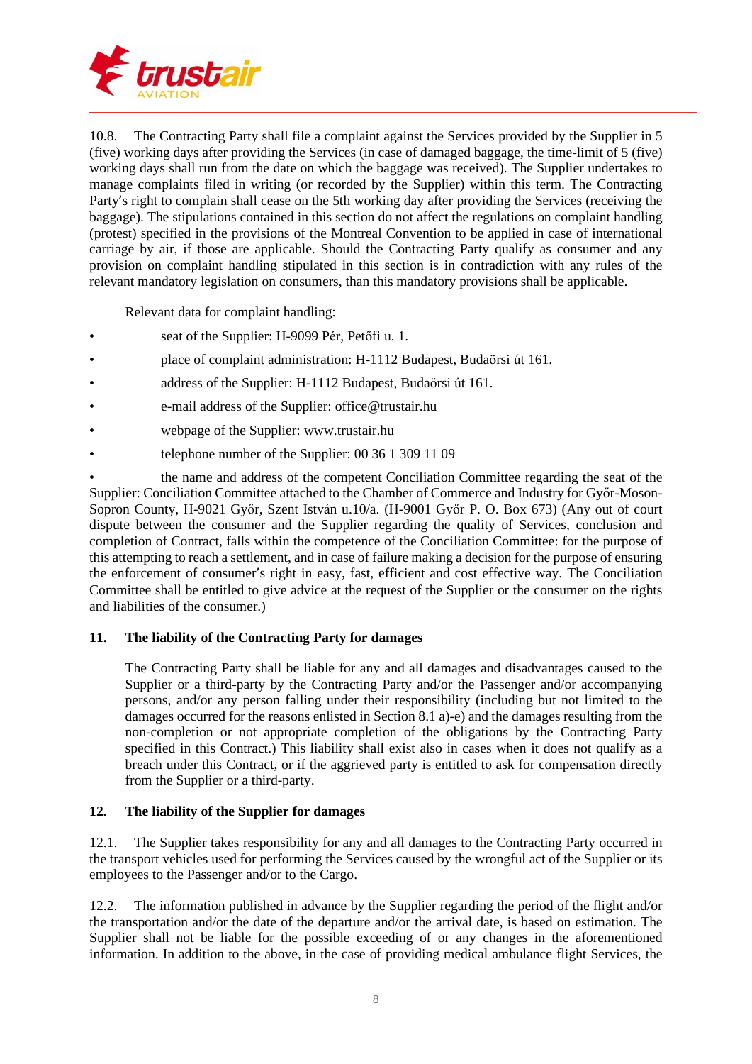10.8. The Contracting Party shall file a complaint against the Services provided by the Supplier in 5 (five) working days after providing the Services (in case of damaged baggage, the time-limit of 5 (five) working days shall run from the date on which the baggage was received). The Supplier undertakes to manage complaints filed in writing (or recorded by the Supplier) within this term. The Contracting Party's right to complain shall cease on the 5th working day after providing the Services (receiving the baggage). The stipulations contained in this section do not affect the regulations on complaint handling (protest) specified in the provisions of the Montreal Convention to be applied in case of international carriage by air, if those are applicable. Should the Contracting Party qualify as consumer and any provision on complaint handling stipulated in this section is in contradiction with any rules of the relevant mandatory legislation on consumers, than this mandatory provisions shall be applicable.

Relevant data for complaint handling:

- seat of the Supplier: H-9099 Pér, Petőfi u. 1.
- place of complaint administration: H-1112 Budapest, Budaörsi út 161.
- address of the Supplier: H-1112 Budapest, Budaörsi út 161.
- e-mail address of the Supplier: office@trustair.hu
- webpage of the Supplier: www.trustair.hu
- telephone number of the Supplier: 00 36 1 309 11 09
- the name and address of the competent Conciliation Committee regarding the seat of the Supplier: Conciliation Committee attached to the Chamber of Commerce and Industry for Győr-Moson-Sopron County, H-9021 Győr, Szent István u.10/a. (H-9001 Győr P. O. Box 673) (Any out of court dispute between the consumer and the Supplier regarding the quality of Services, conclusion and completion of Contract, falls within the competence of the Conciliation Committee: for the purpose of this attempting to reach a settlement, and in case of failure making a decision for the purpose of ensuring the enforcement of consumer's right in easy, fast, efficient and cost effective way. The Conciliation Committee shall be entitled to give advice at the request of the Supplier or the consumer on the rights and liabilities of the consumer.)

## 11. The liability of the Contracting Party for damages

The Contracting Party shall be liable for any and all damages and disadvantages caused to the Supplier or a third-party by the Contracting Party and/or the Passenger and/or accompanying persons, and/or any person falling under their responsibility (including but not limited to the damages occurred for the reasons enlisted in Section 8.1 a)-e) and the damages resulting from the non-completion or not appropriate completion of the obligations by the Contracting Party specified in this Contract.) This liability shall exist also in cases when it does not qualify as a breach under this Contract, or if the aggrieved party is entitled to ask for compensation directly from the Supplier or a third-party.

## 12. The liability of the Supplier for damages

12.1. The Supplier takes responsibility for any and all damages to the Contracting Party occurred in the transport vehicles used for performing the Services caused by the wrongful act of the Supplier or its employees to the Passenger and/or to the Cargo.

12.2. The information published in advance by the Supplier regarding the period of the flight and/or the transportation and/or the date of the departure and/or the arrival date, is based on estimation. The Supplier shall not be liable for the possible exceeding of or any changes in the aforementioned information. In addition to the above, in the case of providing medical ambulance flight Services, the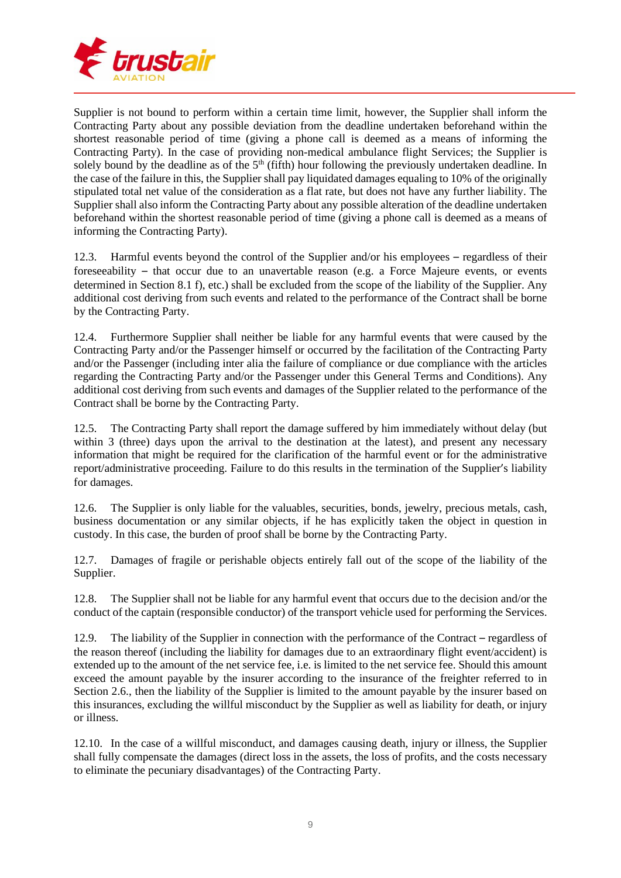Supplier is not bound to perform within a certain time limit, however, the Supplier shall inform the Contracting Party about any possible deviation from the deadline undertaken beforehand within the shortest reasonable period of time (giving a phone call is deemed as a means of informing the Contracting Party). In the case of providing non-medical ambulance flight Services; the Supplier is solely bound by the deadline as of the $5^{th}$ (fifth) hour following the previously undertaken deadline. In the case of the failure in this, the Supplier shall pay liquidated damages equaling to 10% of the originally stipulated total net value of the consideration as a flat rate, but does not have any further liability. The Supplier shall also inform the Contracting Party about any possible alteration of the deadline undertaken beforehand within the shortest reasonable period of time (giving a phone call is deemed as a means of informing the Contracting Party).

12.3. Harmful events beyond the control of the Supplier and/or his employees – regardless of their foreseeability – that occur due to an unavertable reason (e.g. a Force Majeure events, or events determined in Section 8.1 f), etc.) shall be excluded from the scope of the liability of the Supplier. Any additional cost deriving from such events and related to the performance of the Contract shall be borne by the Contracting Party.

12.4. Furthermore Supplier shall neither be liable for any harmful events that were caused by the Contracting Party and/or the Passenger himself or occurred by the facilitation of the Contracting Party and/or the Passenger (including inter alia the failure of compliance or due compliance with the articles regarding the Contracting Party and/or the Passenger under this General Terms and Conditions). Any additional cost deriving from such events and damages of the Supplier related to the performance of the Contract shall be borne by the Contracting Party.

12.5. The Contracting Party shall report the damage suffered by him immediately without delay (but within 3 (three) days upon the arrival to the destination at the latest), and present any necessary information that might be required for the clarification of the harmful event or for the administrative report/administrative proceeding. Failure to do this results in the termination of the Supplier's liability for damages.

12.6. The Supplier is only liable for the valuables, securities, bonds, jewelry, precious metals, cash, business documentation or any similar objects, if he has explicitly taken the object in question in custody. In this case, the burden of proof shall be borne by the Contracting Party.

12.7. Damages of fragile or perishable objects entirely fall out of the scope of the liability of the Supplier.

12.8. The Supplier shall not be liable for any harmful event that occurs due to the decision and/or the conduct of the captain (responsible conductor) of the transport vehicle used for performing the Services.

12.9. The liability of the Supplier in connection with the performance of the Contract – regardless of the reason thereof (including the liability for damages due to an extraordinary flight event/accident) is extended up to the amount of the net service fee, i.e. is limited to the net service fee. Should this amount exceed the amount payable by the insurer according to the insurance of the freighter referred to in Section 2.6., then the liability of the Supplier is limited to the amount payable by the insurer based on this insurances, excluding the willful misconduct by the Supplier as well as liability for death, or injury or illness.

12.10. In the case of a willful misconduct, and damages causing death, injury or illness, the Supplier shall fully compensate the damages (direct loss in the assets, the loss of profits, and the costs necessary to eliminate the pecuniary disadvantages) of the Contracting Party.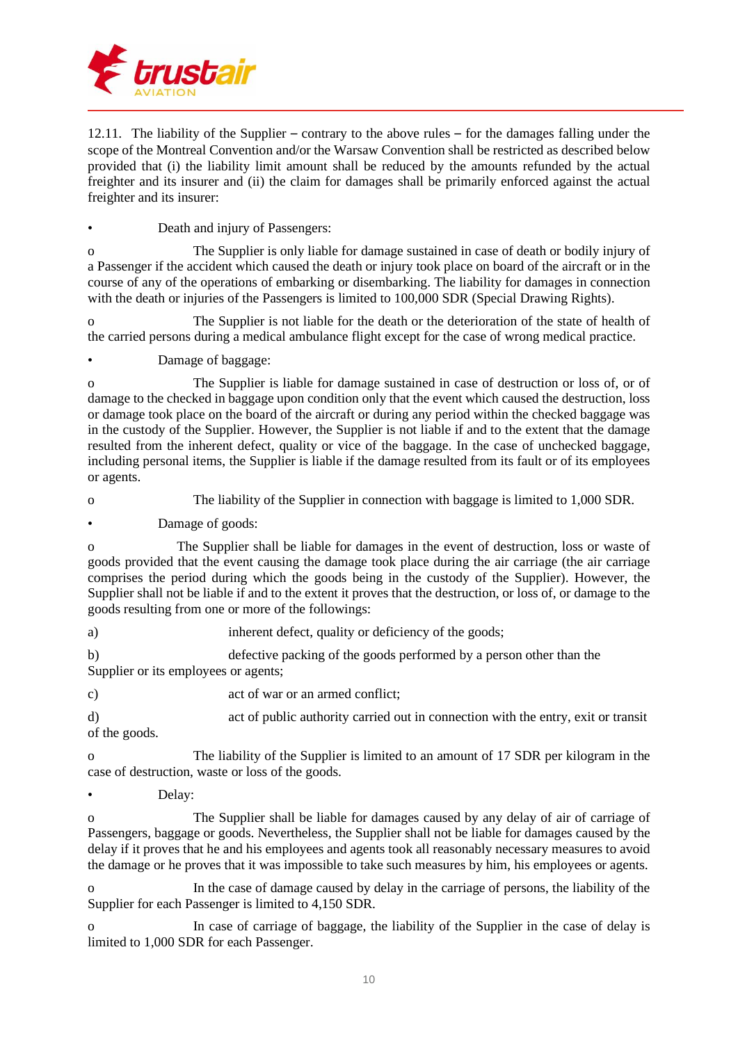12.11. The liability of the Supplier – contrary to the above rules – for the damages falling under the scope of the Montreal Convention and/or the Warsaw Convention shall be restricted as described below provided that (i) the liability limit amount shall be reduced by the amounts refunded by the actual freighter and its insurer and (ii) the claim for damages shall be primarily enforced against the actual freighter and its insurer:

- Death and injury of Passengers:
  - The Supplier is only liable for damage sustained in case of death or bodily injury of a Passenger if the accident which caused the death or injury took place on board of the aircraft or in the course of any of the operations of embarking or disembarking. The liability for damages in connection with the death or injuries of the Passengers is limited to 100,000 SDR (Special Drawing Rights).
  - The Supplier is not liable for the death or the deterioration of the state of health of the carried persons during a medical ambulance flight except for the case of wrong medical practice.
- Damage of baggage:
  - The Supplier is liable for damage sustained in case of destruction or loss of, or of damage to the checked in baggage upon condition only that the event which caused the destruction, loss or damage took place on the board of the aircraft or during any period within the checked baggage was in the custody of the Supplier. However, the Supplier is not liable if and to the extent that the damage resulted from the inherent defect, quality or vice of the baggage. In the case of unchecked baggage, including personal items, the Supplier is liable if the damage resulted from its fault or of its employees or agents.
  - The liability of the Supplier in connection with baggage is limited to 1,000 SDR.
- Damage of goods:
  - The Supplier shall be liable for damages in the event of destruction, loss or waste of goods provided that the event causing the damage took place during the air carriage (the air carriage comprises the period during which the goods being in the custody of the Supplier). However, the Supplier shall not be liable if and to the extent it proves that the destruction, or loss of, or damage to the goods resulting from one or more of the followings:

    a) inherent defect, quality or deficiency of the goods;

    b) defective packing of the goods performed by a person other than the Supplier or its employees or agents;

    c) act of war or an armed conflict;

    d) act of public authority carried out in connection with the entry, exit or transit of the goods.
  - The liability of the Supplier is limited to an amount of 17 SDR per kilogram in the case of destruction, waste or loss of the goods.
- Delay:
  - The Supplier shall be liable for damages caused by any delay of air of carriage of Passengers, baggage or goods. Nevertheless, the Supplier shall not be liable for damages caused by the delay if it proves that he and his employees and agents took all reasonably necessary measures to avoid the damage or he proves that it was impossible to take such measures by him, his employees or agents.
  - In the case of damage caused by delay in the carriage of persons, the liability of the Supplier for each Passenger is limited to 4,150 SDR.
  - In case of carriage of baggage, the liability of the Supplier in the case of delay is limited to 1,000 SDR for each Passenger.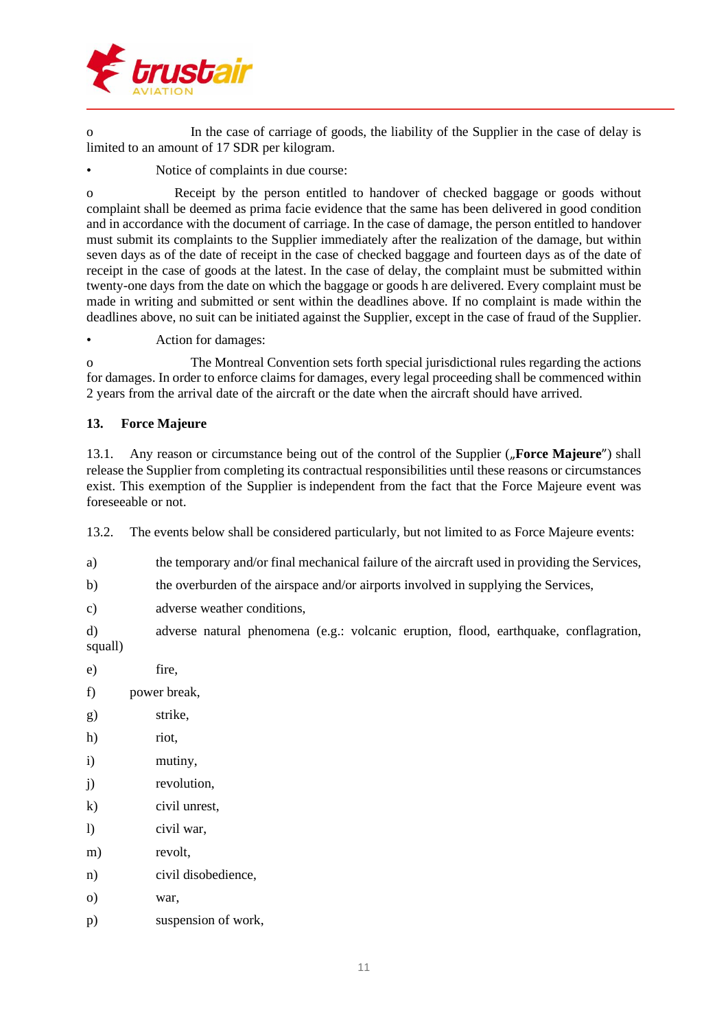- In the case of carriage of goods, the liability of the Supplier in the case of delay is limited to an amount of 17 SDR per kilogram.

• Notice of complaints in due course:

- Receipt by the person entitled to handover of checked baggage or goods without complaint shall be deemed as prima facie evidence that the same has been delivered in good condition and in accordance with the document of carriage. In the case of damage, the person entitled to handover must submit its complaints to the Supplier immediately after the realization of the damage, but within seven days as of the date of receipt in the case of checked baggage and fourteen days as of the date of receipt in the case of goods at the latest. In the case of delay, the complaint must be submitted within twenty-one days from the date on which the baggage or goods h are delivered. Every complaint must be made in writing and submitted or sent within the deadlines above. If no complaint is made within the deadlines above, no suit can be initiated against the Supplier, except in the case of fraud of the Supplier.

• Action for damages:

- The Montreal Convention sets forth special jurisdictional rules regarding the actions for damages. In order to enforce claims for damages, every legal proceeding shall be commenced within 2 years from the arrival date of the aircraft or the date when the aircraft should have arrived.

## 13. Force Majeure

13.1. Any reason or circumstance being out of the control of the Supplier („**Force Majeure**") shall release the Supplier from completing its contractual responsibilities until these reasons or circumstances exist. This exemption of the Supplier is independent from the fact that the Force Majeure event was foreseeable or not.

13.2. The events below shall be considered particularly, but not limited to as Force Majeure events:

a) the temporary and/or final mechanical failure of the aircraft used in providing the Services,

b) the overburden of the airspace and/or airports involved in supplying the Services,

c) adverse weather conditions,

d) adverse natural phenomena (e.g.: volcanic eruption, flood, earthquake, conflagration, squall)

e) fire,

f) power break,

g) strike,

h) riot,

i) mutiny,

j) revolution,

k) civil unrest,

l) civil war,

m) revolt,

n) civil disobedience,

o) war,

p) suspension of work,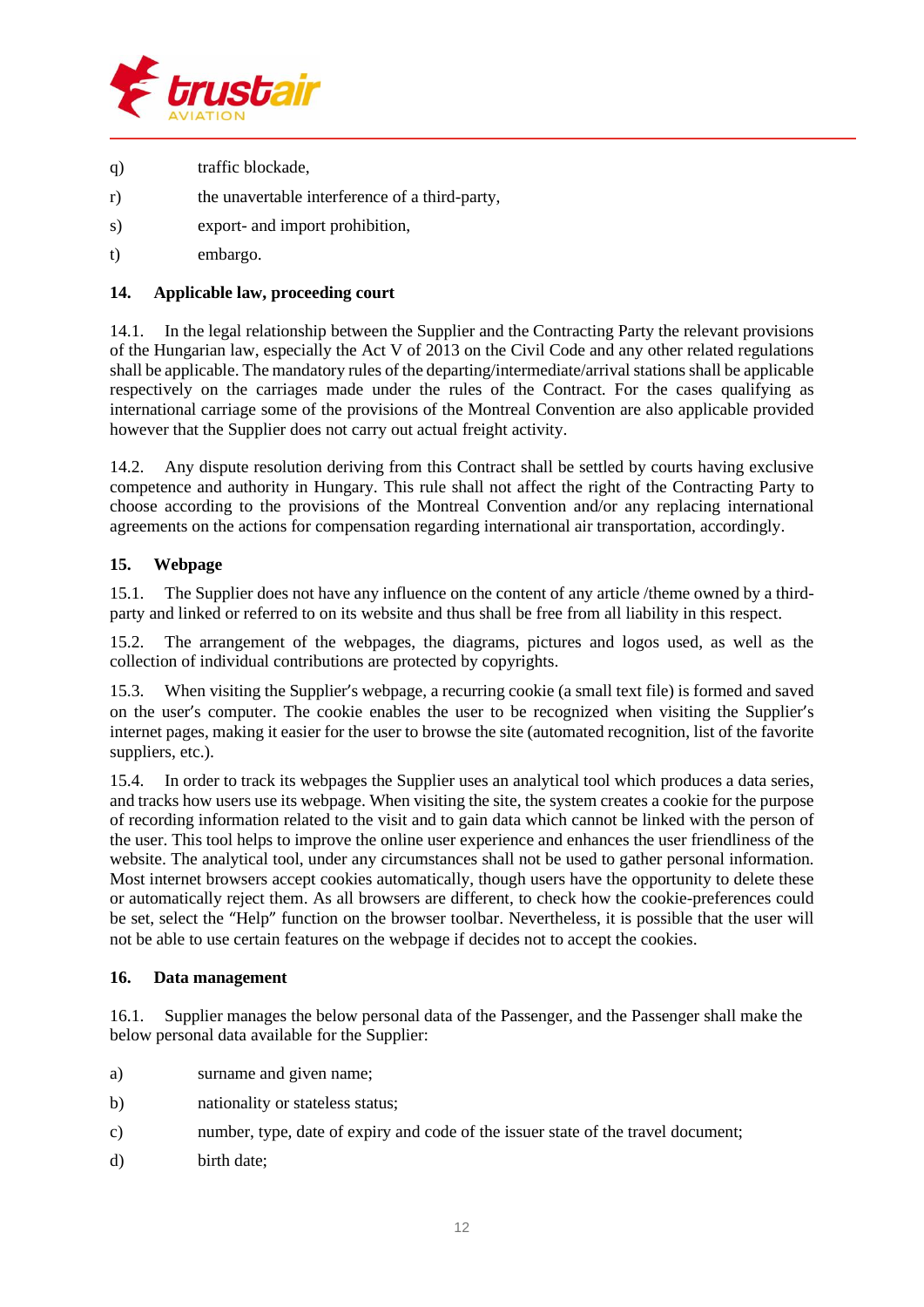q) traffic blockade,

r) the unavertable interference of a third-party,

s) export- and import prohibition,

t) embargo.

## 14. Applicable law, proceeding court

14.1. In the legal relationship between the Supplier and the Contracting Party the relevant provisions of the Hungarian law, especially the Act V of 2013 on the Civil Code and any other related regulations shall be applicable. The mandatory rules of the departing/intermediate/arrival stations shall be applicable respectively on the carriages made under the rules of the Contract. For the cases qualifying as international carriage some of the provisions of the Montreal Convention are also applicable provided however that the Supplier does not carry out actual freight activity.

14.2. Any dispute resolution deriving from this Contract shall be settled by courts having exclusive competence and authority in Hungary. This rule shall not affect the right of the Contracting Party to choose according to the provisions of the Montreal Convention and/or any replacing international agreements on the actions for compensation regarding international air transportation, accordingly.

## 15. Webpage

15.1. The Supplier does not have any influence on the content of any article /theme owned by a third-party and linked or referred to on its website and thus shall be free from all liability in this respect.

15.2. The arrangement of the webpages, the diagrams, pictures and logos used, as well as the collection of individual contributions are protected by copyrights.

15.3. When visiting the Supplier's webpage, a recurring cookie (a small text file) is formed and saved on the user's computer. The cookie enables the user to be recognized when visiting the Supplier's internet pages, making it easier for the user to browse the site (automated recognition, list of the favorite suppliers, etc.).

15.4. In order to track its webpages the Supplier uses an analytical tool which produces a data series, and tracks how users use its webpage. When visiting the site, the system creates a cookie for the purpose of recording information related to the visit and to gain data which cannot be linked with the person of the user. This tool helps to improve the online user experience and enhances the user friendliness of the website. The analytical tool, under any circumstances shall not be used to gather personal information. Most internet browsers accept cookies automatically, though users have the opportunity to delete these or automatically reject them. As all browsers are different, to check how the cookie-preferences could be set, select the "Help" function on the browser toolbar. Nevertheless, it is possible that the user will not be able to use certain features on the webpage if decides not to accept the cookies.

## 16. Data management

16.1. Supplier manages the below personal data of the Passenger, and the Passenger shall make the below personal data available for the Supplier:

a) surname and given name;

b) nationality or stateless status;

c) number, type, date of expiry and code of the issuer state of the travel document;

d) birth date;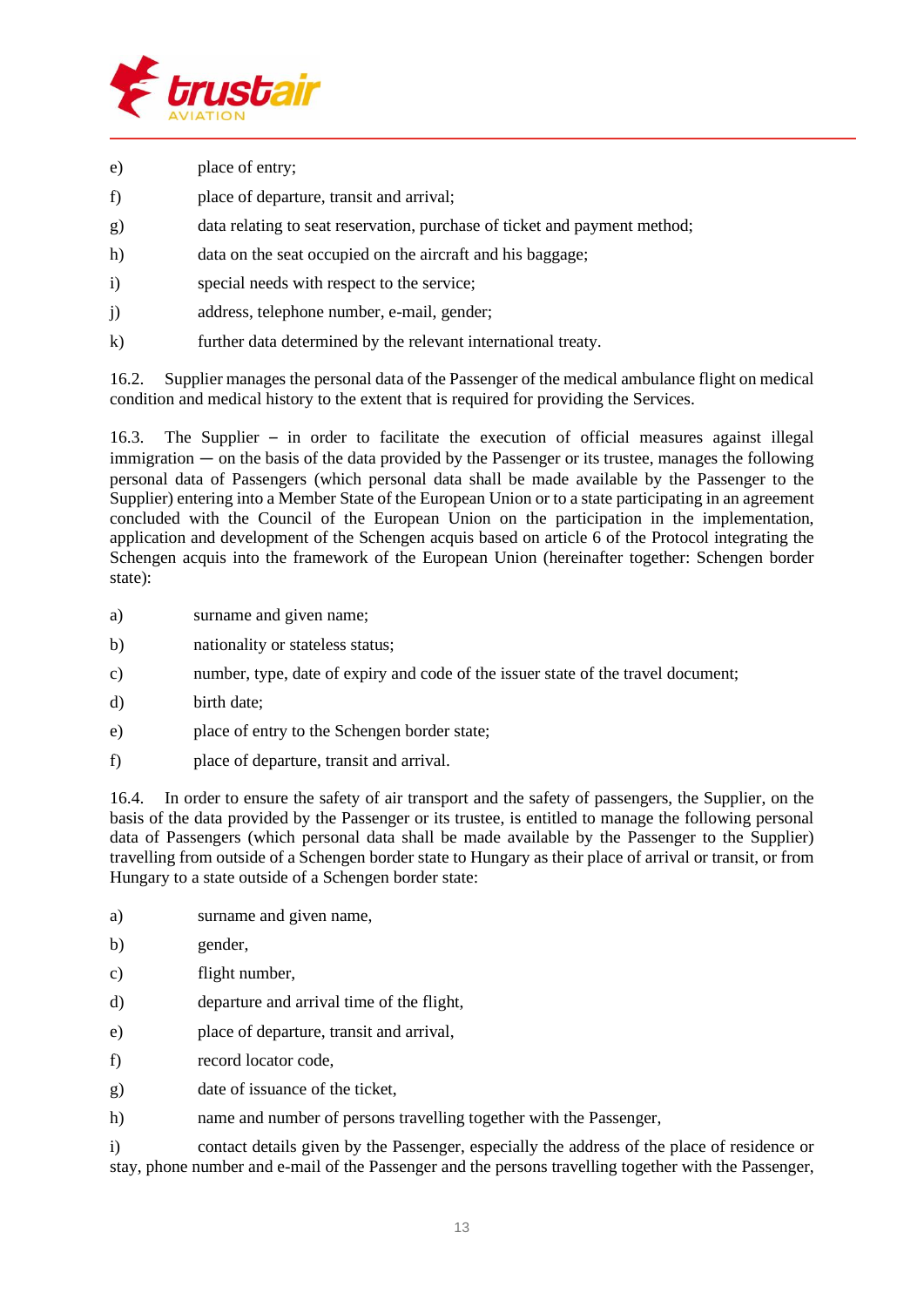e) place of entry;

f) place of departure, transit and arrival;

g) data relating to seat reservation, purchase of ticket and payment method;

h) data on the seat occupied on the aircraft and his baggage;

i) special needs with respect to the service;

j) address, telephone number, e-mail, gender;

k) further data determined by the relevant international treaty.

16.2. Supplier manages the personal data of the Passenger of the medical ambulance flight on medical condition and medical history to the extent that is required for providing the Services.

16.3. The Supplier – in order to facilitate the execution of official measures against illegal immigration — on the basis of the data provided by the Passenger or its trustee, manages the following personal data of Passengers (which personal data shall be made available by the Passenger to the Supplier) entering into a Member State of the European Union or to a state participating in an agreement concluded with the Council of the European Union on the participation in the implementation, application and development of the Schengen acquis based on article 6 of the Protocol integrating the Schengen acquis into the framework of the European Union (hereinafter together: Schengen border state):

a) surname and given name;

b) nationality or stateless status;

c) number, type, date of expiry and code of the issuer state of the travel document;

d) birth date;

e) place of entry to the Schengen border state;

f) place of departure, transit and arrival.

16.4. In order to ensure the safety of air transport and the safety of passengers, the Supplier, on the basis of the data provided by the Passenger or its trustee, is entitled to manage the following personal data of Passengers (which personal data shall be made available by the Passenger to the Supplier) travelling from outside of a Schengen border state to Hungary as their place of arrival or transit, or from Hungary to a state outside of a Schengen border state:

a) surname and given name,

b) gender,

c) flight number,

d) departure and arrival time of the flight,

e) place of departure, transit and arrival,

f) record locator code,

g) date of issuance of the ticket,

h) name and number of persons travelling together with the Passenger,

i) contact details given by the Passenger, especially the address of the place of residence or stay, phone number and e-mail of the Passenger and the persons travelling together with the Passenger,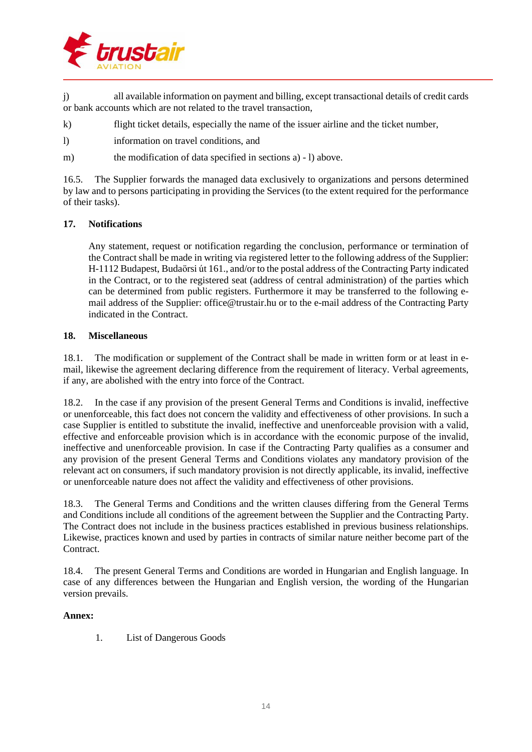j) all available information on payment and billing, except transactional details of credit cards or bank accounts which are not related to the travel transaction,

k) flight ticket details, especially the name of the issuer airline and the ticket number,

l) information on travel conditions, and

m) the modification of data specified in sections a) - l) above.

16.5. The Supplier forwards the managed data exclusively to organizations and persons determined by law and to persons participating in providing the Services (to the extent required for the performance of their tasks).

## 17. Notifications

Any statement, request or notification regarding the conclusion, performance or termination of the Contract shall be made in writing via registered letter to the following address of the Supplier: H-1112 Budapest, Budaörsi út 161., and/or to the postal address of the Contracting Party indicated in the Contract, or to the registered seat (address of central administration) of the parties which can be determined from public registers. Furthermore it may be transferred to the following e-mail address of the Supplier: office@trustair.hu or to the e-mail address of the Contracting Party indicated in the Contract.

## 18. Miscellaneous

18.1. The modification or supplement of the Contract shall be made in written form or at least in e-mail, likewise the agreement declaring difference from the requirement of literacy. Verbal agreements, if any, are abolished with the entry into force of the Contract.

18.2. In the case if any provision of the present General Terms and Conditions is invalid, ineffective or unenforceable, this fact does not concern the validity and effectiveness of other provisions. In such a case Supplier is entitled to substitute the invalid, ineffective and unenforceable provision with a valid, effective and enforceable provision which is in accordance with the economic purpose of the invalid, ineffective and unenforceable provision. In case if the Contracting Party qualifies as a consumer and any provision of the present General Terms and Conditions violates any mandatory provision of the relevant act on consumers, if such mandatory provision is not directly applicable, its invalid, ineffective or unenforceable nature does not affect the validity and effectiveness of other provisions.

18.3. The General Terms and Conditions and the written clauses differing from the General Terms and Conditions include all conditions of the agreement between the Supplier and the Contracting Party. The Contract does not include in the business practices established in previous business relationships. Likewise, practices known and used by parties in contracts of similar nature neither become part of the Contract.

18.4. The present General Terms and Conditions are worded in Hungarian and English language. In case of any differences between the Hungarian and English version, the wording of the Hungarian version prevails.

**Annex:**

1. List of Dangerous Goods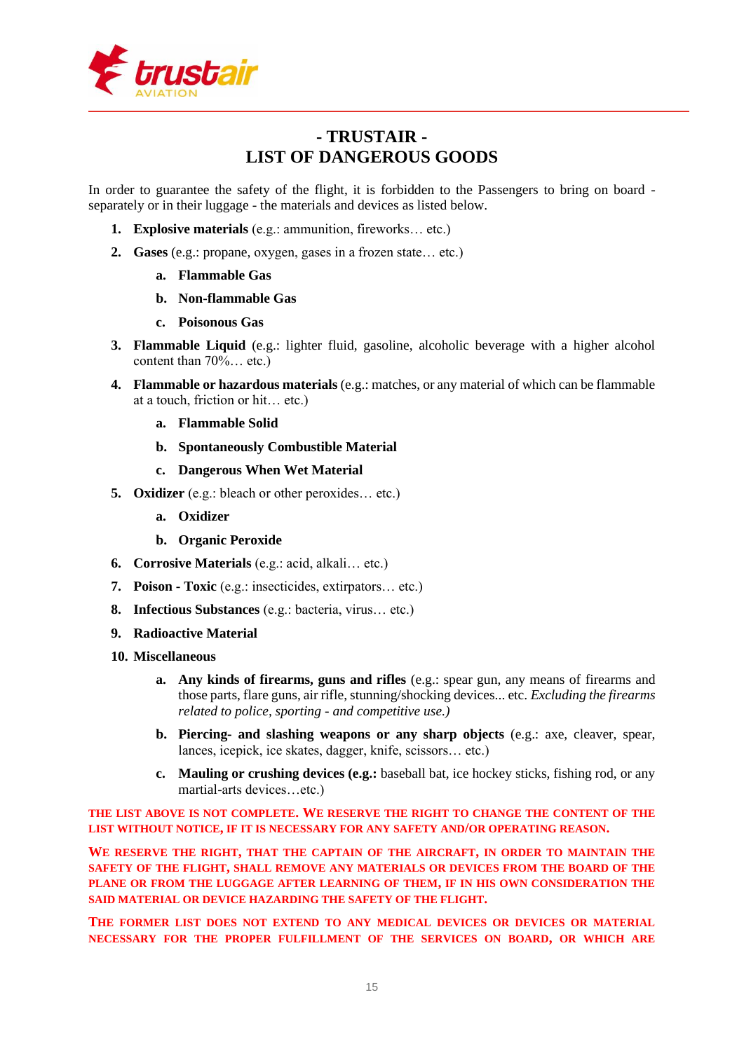# - TRUSTAIR -
# LIST OF DANGEROUS GOODS

In order to guarantee the safety of the flight, it is forbidden to the Passengers to bring on board - separately or in their luggage - the materials and devices as listed below.

1. **Explosive materials** (e.g.: ammunition, fireworks… etc.)
2. **Gases** (e.g.: propane, oxygen, gases in a frozen state… etc.)
   a. **Flammable Gas**
   b. **Non-flammable Gas**
   c. **Poisonous Gas**
3. **Flammable Liquid** (e.g.: lighter fluid, gasoline, alcoholic beverage with a higher alcohol content than 70%… etc.)
4. **Flammable or hazardous materials** (e.g.: matches, or any material of which can be flammable at a touch, friction or hit… etc.)
   a. **Flammable Solid**
   b. **Spontaneously Combustible Material**
   c. **Dangerous When Wet Material**
5. **Oxidizer** (e.g.: bleach or other peroxides… etc.)
   a. **Oxidizer**
   b. **Organic Peroxide**
6. **Corrosive Materials** (e.g.: acid, alkali… etc.)
7. **Poison - Toxic** (e.g.: insecticides, extirpators… etc.)
8. **Infectious Substances** (e.g.: bacteria, virus… etc.)
9. **Radioactive Material**
10. **Miscellaneous**
    a. **Any kinds of firearms, guns and rifles** (e.g.: spear gun, any means of firearms and those parts, flare guns, air rifle, stunning/shocking devices... etc. *Excluding the firearms related to police, sporting - and competitive use.)*
    b. **Piercing- and slashing weapons or any sharp objects** (e.g.: axe, cleaver, spear, lances, icepick, ice skates, dagger, knife, scissors… etc.)
    c. **Mauling or crushing devices (e.g.:** baseball bat, ice hockey sticks, fishing rod, or any martial-arts devices…etc.)

**THE LIST ABOVE IS NOT COMPLETE. WE RESERVE THE RIGHT TO CHANGE THE CONTENT OF THE LIST WITHOUT NOTICE, IF IT IS NECESSARY FOR ANY SAFETY AND/OR OPERATING REASON.**

**WE RESERVE THE RIGHT, THAT THE CAPTAIN OF THE AIRCRAFT, IN ORDER TO MAINTAIN THE SAFETY OF THE FLIGHT, SHALL REMOVE ANY MATERIALS OR DEVICES FROM THE BOARD OF THE PLANE OR FROM THE LUGGAGE AFTER LEARNING OF THEM, IF IN HIS OWN CONSIDERATION THE SAID MATERIAL OR DEVICE HAZARDING THE SAFETY OF THE FLIGHT.**

**THE FORMER LIST DOES NOT EXTEND TO ANY MEDICAL DEVICES OR DEVICES OR MATERIAL NECESSARY FOR THE PROPER FULFILLMENT OF THE SERVICES ON BOARD, OR WHICH ARE**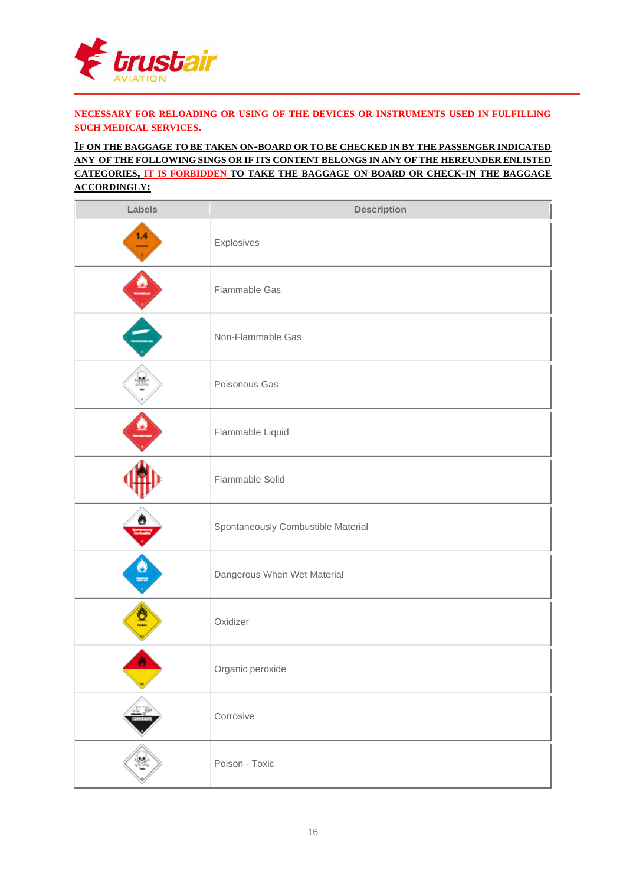**NECESSARY FOR RELOADING OR USING OF THE DEVICES OR INSTRUMENTS USED IN FULFILLING SUCH MEDICAL SERVICES.**

**IF ON THE BAGGAGE TO BE TAKEN ON-BOARD OR TO BE CHECKED IN BY THE PASSENGER INDICATED ANY OF THE FOLLOWING SINGS OR IF ITS CONTENT BELONGS IN ANY OF THE HEREUNDER ENLISTED CATEGORIES, IT IS FORBIDDEN TO TAKE THE BAGGAGE ON BOARD OR CHECK-IN THE BAGGAGE ACCORDINGLY:**

| Labels | Description |
|---|---|
| | Explosives |
| | Flammable Gas |
| | Non-Flammable Gas |
| | Poisonous Gas |
| | Flammable Liquid |
| | Flammable Solid |
| | Spontaneously Combustible Material |
| | Dangerous When Wet Material |
| | Oxidizer |
| | Organic peroxide |
| | Corrosive |
| | Poison - Toxic |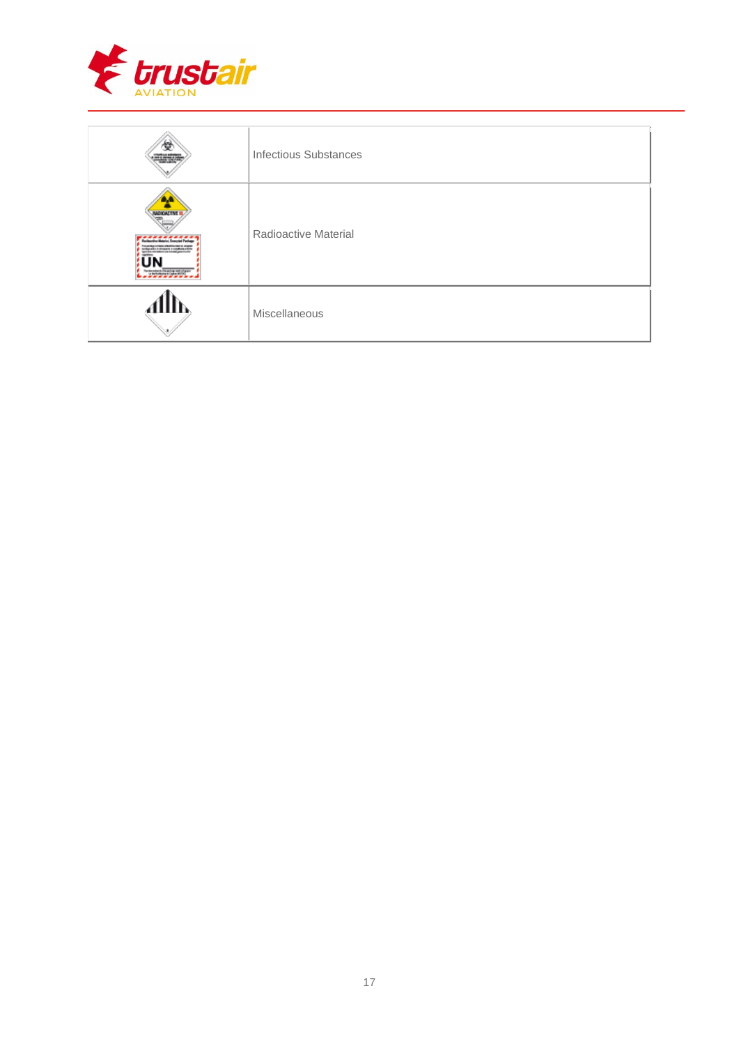| | |
|---|---|
| | Infectious Substances |
| | Radioactive Material |
| | Miscellaneous |